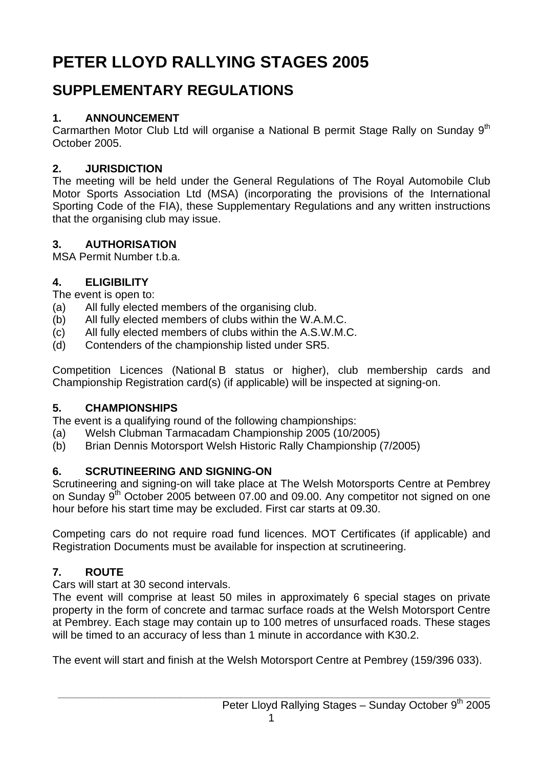# PETER LLOYD RALLYING STAGES 2005

## SUPPLEMENTARY REGULATIONS

### 1. ANNOUNCEMENT

Carmarthen Motor Club Ltd will organise a National B permit Stage Rally on Sunday 9th October 2005.

### 2. JURISDICTION

The meeting will be held under the General Regulations of The Royal Automobile Club Motor Sports Association Ltd (MSA) (incorporating the provisions of the International Sporting Code of the FIA), these Supplementary Regulations and any written instructions that the organising club may issue.

### 3. AUTHORISATION

MSA Permit Number t.b.a.

### 4. ELIGIBILITY

The event is open to:

(a) All fully elected members of the organising club.
(b) All fully elected members of clubs within the W.A.M.C.
(c) All fully elected members of clubs within the A.S.W.M.C.
(d) Contenders of the championship listed under SR5.

Competition Licences (National B status or higher), club membership cards and Championship Registration card(s) (if applicable) will be inspected at signing-on.

### 5. CHAMPIONSHIPS

The event is a qualifying round of the following championships:

(a) Welsh Clubman Tarmacadam Championship 2005 (10/2005)
(b) Brian Dennis Motorsport Welsh Historic Rally Championship (7/2005)

### 6. SCRUTINEERING AND SIGNING-ON

Scrutineering and signing-on will take place at The Welsh Motorsports Centre at Pembrey on Sunday 9th October 2005 between 07.00 and 09.00. Any competitor not signed on one hour before his start time may be excluded. First car starts at 09.30.

Competing cars do not require road fund licences. MOT Certificates (if applicable) and Registration Documents must be available for inspection at scrutineering.

### 7. ROUTE

Cars will start at 30 second intervals.

The event will comprise at least 50 miles in approximately 6 special stages on private property in the form of concrete and tarmac surface roads at the Welsh Motorsport Centre at Pembrey. Each stage may contain up to 100 metres of unsurfaced roads. These stages will be timed to an accuracy of less than 1 minute in accordance with K30.2.

The event will start and finish at the Welsh Motorsport Centre at Pembrey (159/396 033).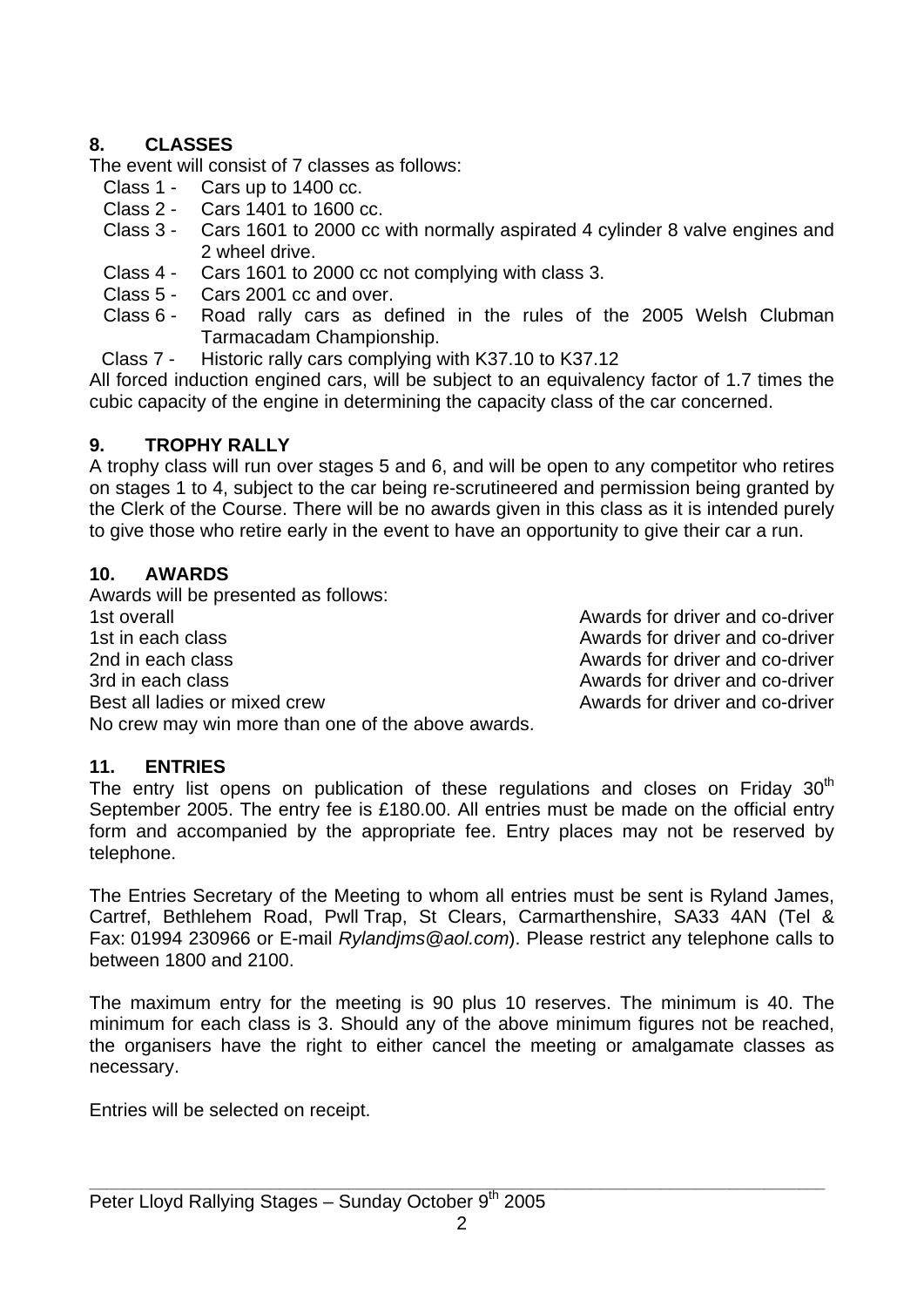## 8. CLASSES

The event will consist of 7 classes as follows:

- Class 1 - Cars up to 1400 cc.
- Class 2 - Cars 1401 to 1600 cc.
- Class 3 - Cars 1601 to 2000 cc with normally aspirated 4 cylinder 8 valve engines and 2 wheel drive.
- Class 4 - Cars 1601 to 2000 cc not complying with class 3.
- Class 5 - Cars 2001 cc and over.
- Class 6 - Road rally cars as defined in the rules of the 2005 Welsh Clubman Tarmacadam Championship.
- Class 7 - Historic rally cars complying with K37.10 to K37.12

All forced induction engined cars, will be subject to an equivalency factor of 1.7 times the cubic capacity of the engine in determining the capacity class of the car concerned.

## 9. TROPHY RALLY

A trophy class will run over stages 5 and 6, and will be open to any competitor who retires on stages 1 to 4, subject to the car being re-scrutineered and permission being granted by the Clerk of the Course. There will be no awards given in this class as it is intended purely to give those who retire early in the event to have an opportunity to give their car a run.

## 10. AWARDS

Awards will be presented as follows:

| | |
|---|---|
| 1st overall | Awards for driver and co-driver |
| 1st in each class | Awards for driver and co-driver |
| 2nd in each class | Awards for driver and co-driver |
| 3rd in each class | Awards for driver and co-driver |
| Best all ladies or mixed crew | Awards for driver and co-driver |

No crew may win more than one of the above awards.

## 11. ENTRIES

The entry list opens on publication of these regulations and closes on Friday 30th September 2005. The entry fee is £180.00. All entries must be made on the official entry form and accompanied by the appropriate fee. Entry places may not be reserved by telephone.

The Entries Secretary of the Meeting to whom all entries must be sent is Ryland James, Cartref, Bethlehem Road, Pwll Trap, St Clears, Carmarthenshire, SA33 4AN (Tel & Fax: 01994 230966 or E-mail *Rylandjms@aol.com*). Please restrict any telephone calls to between 1800 and 2100.

The maximum entry for the meeting is 90 plus 10 reserves. The minimum is 40. The minimum for each class is 3. Should any of the above minimum figures not be reached, the organisers have the right to either cancel the meeting or amalgamate classes as necessary.

Entries will be selected on receipt.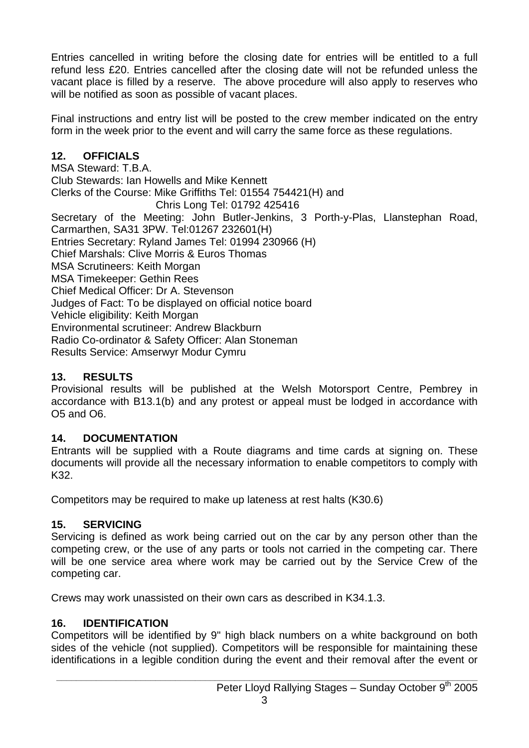Entries cancelled in writing before the closing date for entries will be entitled to a full refund less £20. Entries cancelled after the closing date will not be refunded unless the vacant place is filled by a reserve. The above procedure will also apply to reserves who will be notified as soon as possible of vacant places.

Final instructions and entry list will be posted to the crew member indicated on the entry form in the week prior to the event and will carry the same force as these regulations.

## 12. OFFICIALS

MSA Steward: T.B.A.
Club Stewards: Ian Howells and Mike Kennett
Clerks of the Course: Mike Griffiths Tel: 01554 754421(H) and
Chris Long Tel: 01792 425416
Secretary of the Meeting: John Butler-Jenkins, 3 Porth-y-Plas, Llanstephan Road, Carmarthen, SA31 3PW. Tel:01267 232601(H)
Entries Secretary: Ryland James Tel: 01994 230966 (H)
Chief Marshals: Clive Morris & Euros Thomas
MSA Scrutineers: Keith Morgan
MSA Timekeeper: Gethin Rees
Chief Medical Officer: Dr A. Stevenson
Judges of Fact: To be displayed on official notice board
Vehicle eligibility: Keith Morgan
Environmental scrutineer: Andrew Blackburn
Radio Co-ordinator & Safety Officer: Alan Stoneman
Results Service: Amserwyr Modur Cymru

## 13. RESULTS

Provisional results will be published at the Welsh Motorsport Centre, Pembrey in accordance with B13.1(b) and any protest or appeal must be lodged in accordance with O5 and O6.

## 14. DOCUMENTATION

Entrants will be supplied with a Route diagrams and time cards at signing on. These documents will provide all the necessary information to enable competitors to comply with K32.

Competitors may be required to make up lateness at rest halts (K30.6)

## 15. SERVICING

Servicing is defined as work being carried out on the car by any person other than the competing crew, or the use of any parts or tools not carried in the competing car. There will be one service area where work may be carried out by the Service Crew of the competing car.

Crews may work unassisted on their own cars as described in K34.1.3.

## 16. IDENTIFICATION

Competitors will be identified by 9" high black numbers on a white background on both sides of the vehicle (not supplied). Competitors will be responsible for maintaining these identifications in a legible condition during the event and their removal after the event or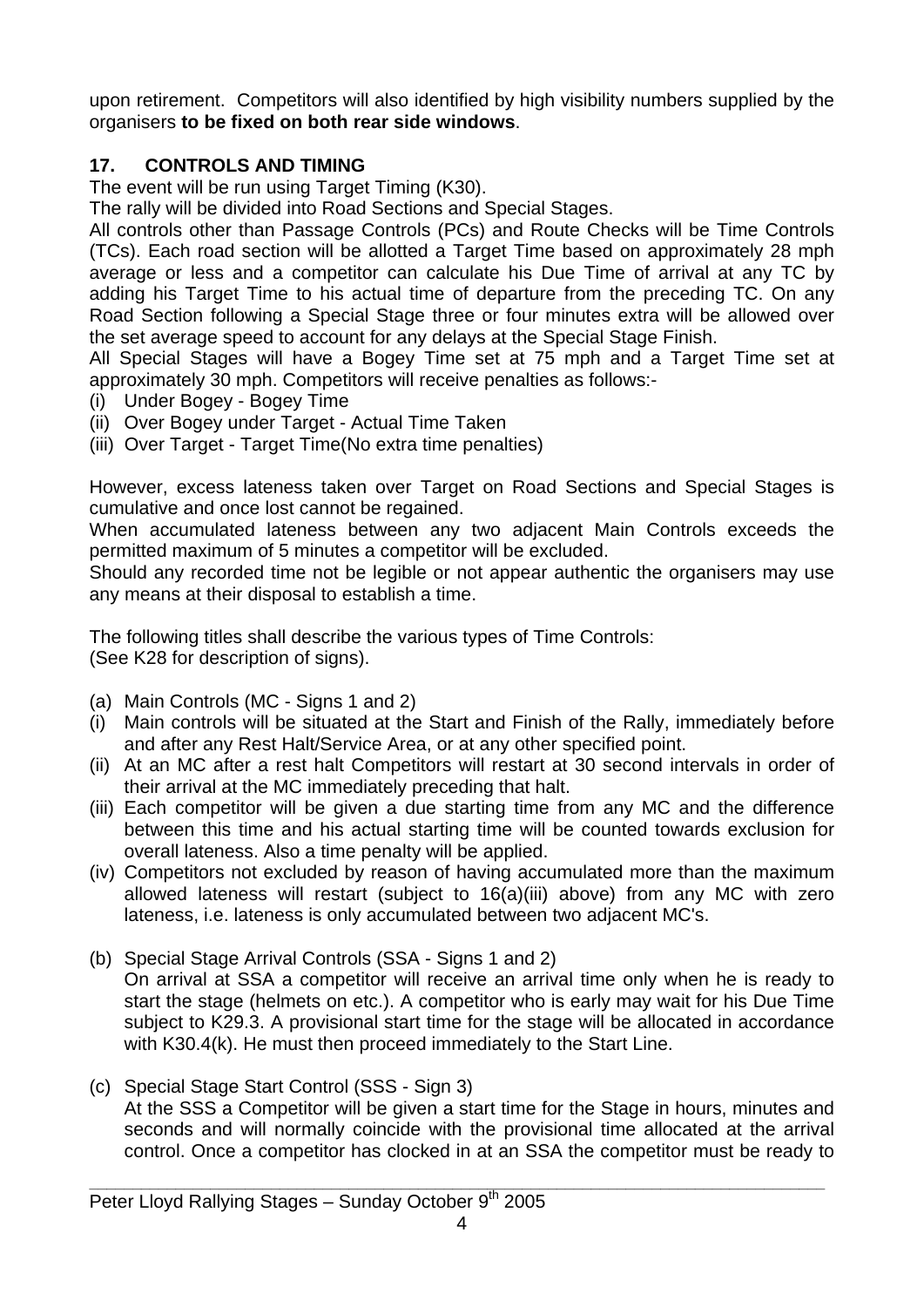upon retirement. Competitors will also identified by high visibility numbers supplied by the organisers **to be fixed on both rear side windows**.

## 17. CONTROLS AND TIMING

The event will be run using Target Timing (K30).

The rally will be divided into Road Sections and Special Stages.

All controls other than Passage Controls (PCs) and Route Checks will be Time Controls (TCs). Each road section will be allotted a Target Time based on approximately 28 mph average or less and a competitor can calculate his Due Time of arrival at any TC by adding his Target Time to his actual time of departure from the preceding TC. On any Road Section following a Special Stage three or four minutes extra will be allowed over the set average speed to account for any delays at the Special Stage Finish.

All Special Stages will have a Bogey Time set at 75 mph and a Target Time set at approximately 30 mph. Competitors will receive penalties as follows:-

(i) Under Bogey - Bogey Time
(ii) Over Bogey under Target - Actual Time Taken
(iii) Over Target - Target Time(No extra time penalties)

However, excess lateness taken over Target on Road Sections and Special Stages is cumulative and once lost cannot be regained.

When accumulated lateness between any two adjacent Main Controls exceeds the permitted maximum of 5 minutes a competitor will be excluded.

Should any recorded time not be legible or not appear authentic the organisers may use any means at their disposal to establish a time.

The following titles shall describe the various types of Time Controls:
(See K28 for description of signs).

(a) Main Controls (MC - Signs 1 and 2)

(i) Main controls will be situated at the Start and Finish of the Rally, immediately before and after any Rest Halt/Service Area, or at any other specified point.
(ii) At an MC after a rest halt Competitors will restart at 30 second intervals in order of their arrival at the MC immediately preceding that halt.
(iii) Each competitor will be given a due starting time from any MC and the difference between this time and his actual starting time will be counted towards exclusion for overall lateness. Also a time penalty will be applied.
(iv) Competitors not excluded by reason of having accumulated more than the maximum allowed lateness will restart (subject to 16(a)(iii) above) from any MC with zero lateness, i.e. lateness is only accumulated between two adjacent MC's.

(b) Special Stage Arrival Controls (SSA - Signs 1 and 2)
On arrival at SSA a competitor will receive an arrival time only when he is ready to start the stage (helmets on etc.). A competitor who is early may wait for his Due Time subject to K29.3. A provisional start time for the stage will be allocated in accordance with K30.4(k). He must then proceed immediately to the Start Line.

(c) Special Stage Start Control (SSS - Sign 3)
At the SSS a Competitor will be given a start time for the Stage in hours, minutes and seconds and will normally coincide with the provisional time allocated at the arrival control. Once a competitor has clocked in at an SSA the competitor must be ready to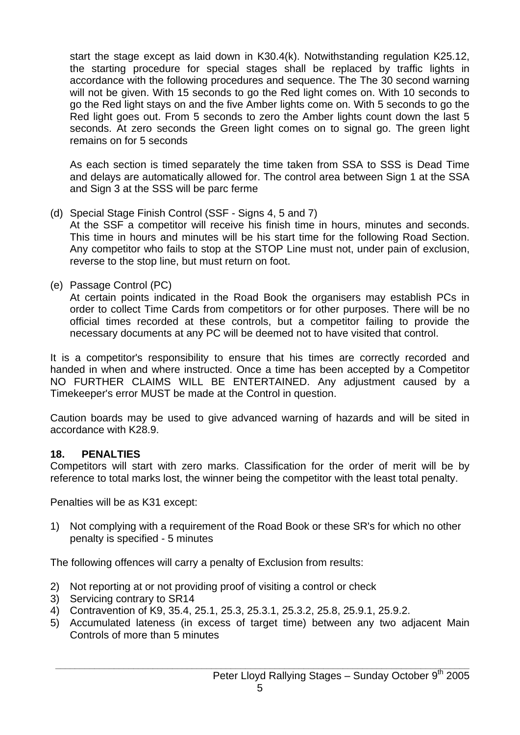start the stage except as laid down in K30.4(k). Notwithstanding regulation K25.12, the starting procedure for special stages shall be replaced by traffic lights in accordance with the following procedures and sequence. The The 30 second warning will not be given. With 15 seconds to go the Red light comes on. With 10 seconds to go the Red light stays on and the five Amber lights come on. With 5 seconds to go the Red light goes out. From 5 seconds to zero the Amber lights count down the last 5 seconds. At zero seconds the Green light comes on to signal go. The green light remains on for 5 seconds

As each section is timed separately the time taken from SSA to SSS is Dead Time and delays are automatically allowed for. The control area between Sign 1 at the SSA and Sign 3 at the SSS will be parc ferme

(d) Special Stage Finish Control (SSF - Signs 4, 5 and 7)
At the SSF a competitor will receive his finish time in hours, minutes and seconds. This time in hours and minutes will be his start time for the following Road Section. Any competitor who fails to stop at the STOP Line must not, under pain of exclusion, reverse to the stop line, but must return on foot.

(e) Passage Control (PC)
At certain points indicated in the Road Book the organisers may establish PCs in order to collect Time Cards from competitors or for other purposes. There will be no official times recorded at these controls, but a competitor failing to provide the necessary documents at any PC will be deemed not to have visited that control.

It is a competitor's responsibility to ensure that his times are correctly recorded and handed in when and where instructed. Once a time has been accepted by a Competitor NO FURTHER CLAIMS WILL BE ENTERTAINED. Any adjustment caused by a Timekeeper's error MUST be made at the Control in question.

Caution boards may be used to give advanced warning of hazards and will be sited in accordance with K28.9.

## 18. PENALTIES

Competitors will start with zero marks. Classification for the order of merit will be by reference to total marks lost, the winner being the competitor with the least total penalty.

Penalties will be as K31 except:

1) Not complying with a requirement of the Road Book or these SR's for which no other penalty is specified - 5 minutes

The following offences will carry a penalty of Exclusion from results:

2) Not reporting at or not providing proof of visiting a control or check
3) Servicing contrary to SR14
4) Contravention of K9, 35.4, 25.1, 25.3, 25.3.1, 25.3.2, 25.8, 25.9.1, 25.9.2.
5) Accumulated lateness (in excess of target time) between any two adjacent Main Controls of more than 5 minutes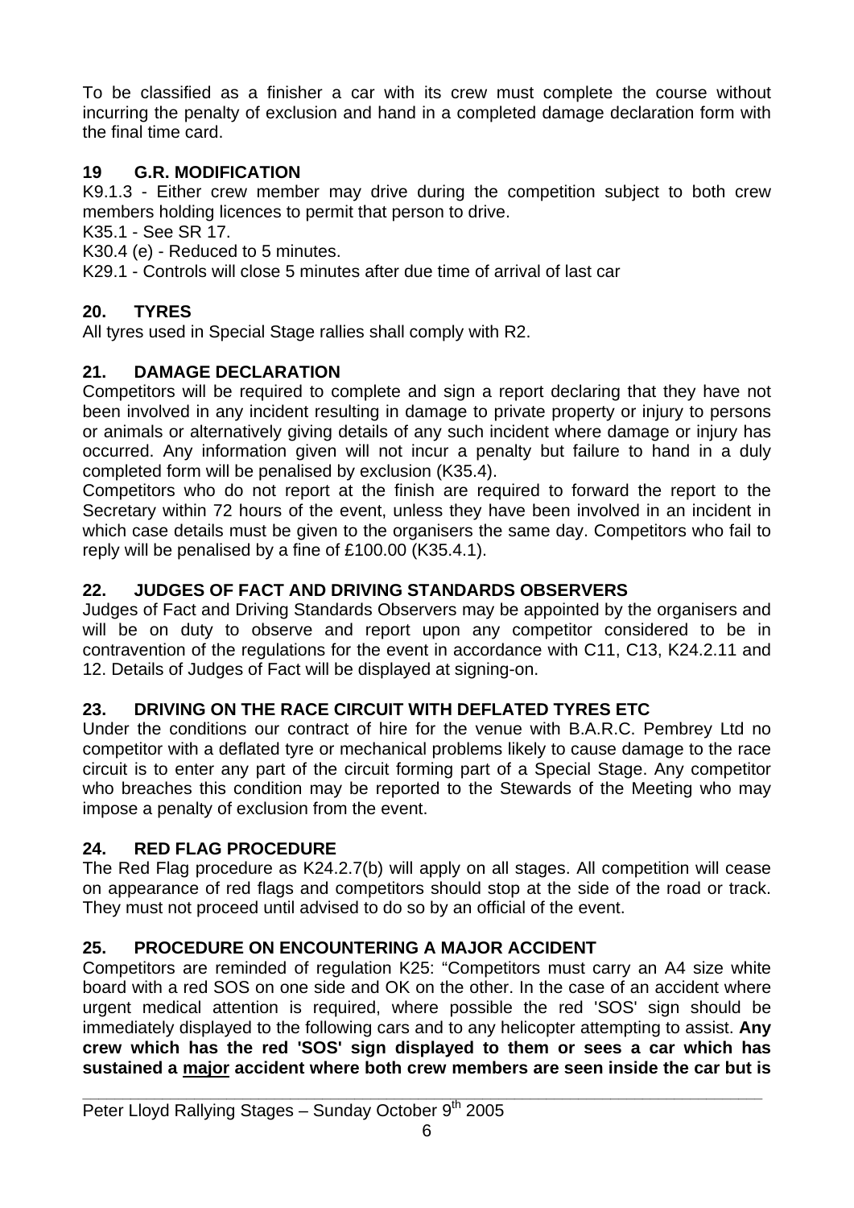To be classified as a finisher a car with its crew must complete the course without incurring the penalty of exclusion and hand in a completed damage declaration form with the final time card.

## 19 G.R. MODIFICATION

K9.1.3 - Either crew member may drive during the competition subject to both crew members holding licences to permit that person to drive.

K35.1 - See SR 17.

K30.4 (e) - Reduced to 5 minutes.

K29.1 - Controls will close 5 minutes after due time of arrival of last car

## 20. TYRES

All tyres used in Special Stage rallies shall comply with R2.

## 21. DAMAGE DECLARATION

Competitors will be required to complete and sign a report declaring that they have not been involved in any incident resulting in damage to private property or injury to persons or animals or alternatively giving details of any such incident where damage or injury has occurred. Any information given will not incur a penalty but failure to hand in a duly completed form will be penalised by exclusion (K35.4).

Competitors who do not report at the finish are required to forward the report to the Secretary within 72 hours of the event, unless they have been involved in an incident in which case details must be given to the organisers the same day. Competitors who fail to reply will be penalised by a fine of £100.00 (K35.4.1).

## 22. JUDGES OF FACT AND DRIVING STANDARDS OBSERVERS

Judges of Fact and Driving Standards Observers may be appointed by the organisers and will be on duty to observe and report upon any competitor considered to be in contravention of the regulations for the event in accordance with C11, C13, K24.2.11 and 12. Details of Judges of Fact will be displayed at signing-on.

## 23. DRIVING ON THE RACE CIRCUIT WITH DEFLATED TYRES ETC

Under the conditions our contract of hire for the venue with B.A.R.C. Pembrey Ltd no competitor with a deflated tyre or mechanical problems likely to cause damage to the race circuit is to enter any part of the circuit forming part of a Special Stage. Any competitor who breaches this condition may be reported to the Stewards of the Meeting who may impose a penalty of exclusion from the event.

## 24. RED FLAG PROCEDURE

The Red Flag procedure as K24.2.7(b) will apply on all stages. All competition will cease on appearance of red flags and competitors should stop at the side of the road or track. They must not proceed until advised to do so by an official of the event.

## 25. PROCEDURE ON ENCOUNTERING A MAJOR ACCIDENT

Competitors are reminded of regulation K25: "Competitors must carry an A4 size white board with a red SOS on one side and OK on the other. In the case of an accident where urgent medical attention is required, where possible the red 'SOS' sign should be immediately displayed to the following cars and to any helicopter attempting to assist. **Any crew which has the red 'SOS' sign displayed to them or sees a car which has sustained a <u>major</u> accident where both crew members are seen inside the car but is**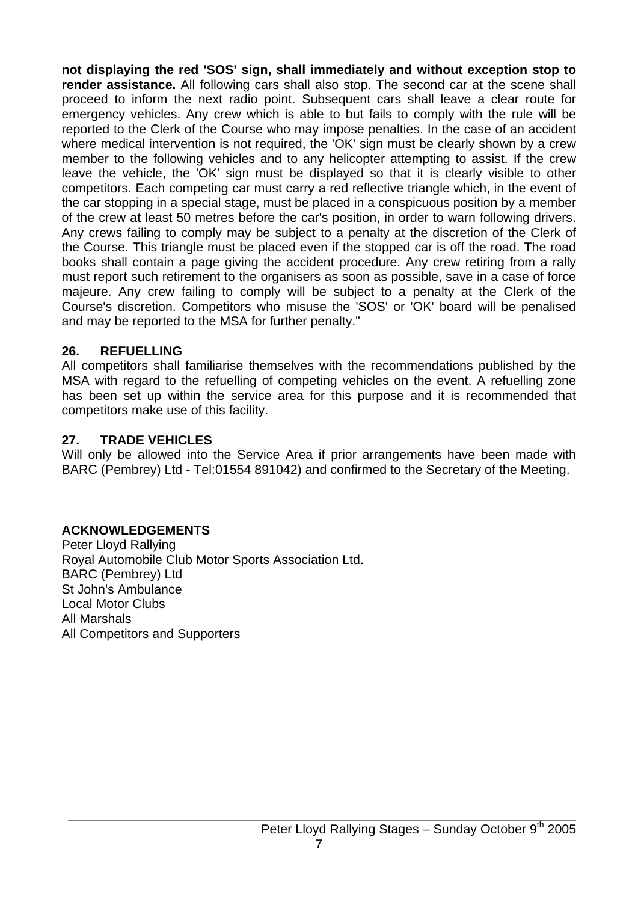**not displaying the red 'SOS' sign, shall immediately and without exception stop to render assistance.** All following cars shall also stop. The second car at the scene shall proceed to inform the next radio point. Subsequent cars shall leave a clear route for emergency vehicles. Any crew which is able to but fails to comply with the rule will be reported to the Clerk of the Course who may impose penalties. In the case of an accident where medical intervention is not required, the 'OK' sign must be clearly shown by a crew member to the following vehicles and to any helicopter attempting to assist. If the crew leave the vehicle, the 'OK' sign must be displayed so that it is clearly visible to other competitors. Each competing car must carry a red reflective triangle which, in the event of the car stopping in a special stage, must be placed in a conspicuous position by a member of the crew at least 50 metres before the car's position, in order to warn following drivers. Any crews failing to comply may be subject to a penalty at the discretion of the Clerk of the Course. This triangle must be placed even if the stopped car is off the road. The road books shall contain a page giving the accident procedure. Any crew retiring from a rally must report such retirement to the organisers as soon as possible, save in a case of force majeure. Any crew failing to comply will be subject to a penalty at the Clerk of the Course's discretion. Competitors who misuse the 'SOS' or 'OK' board will be penalised and may be reported to the MSA for further penalty."

## 26. REFUELLING

All competitors shall familiarise themselves with the recommendations published by the MSA with regard to the refuelling of competing vehicles on the event. A refuelling zone has been set up within the service area for this purpose and it is recommended that competitors make use of this facility.

## 27. TRADE VEHICLES

Will only be allowed into the Service Area if prior arrangements have been made with BARC (Pembrey) Ltd - Tel:01554 891042) and confirmed to the Secretary of the Meeting.

## ACKNOWLEDGEMENTS

Peter Lloyd Rallying
Royal Automobile Club Motor Sports Association Ltd.
BARC (Pembrey) Ltd
St John's Ambulance
Local Motor Clubs
All Marshals
All Competitors and Supporters